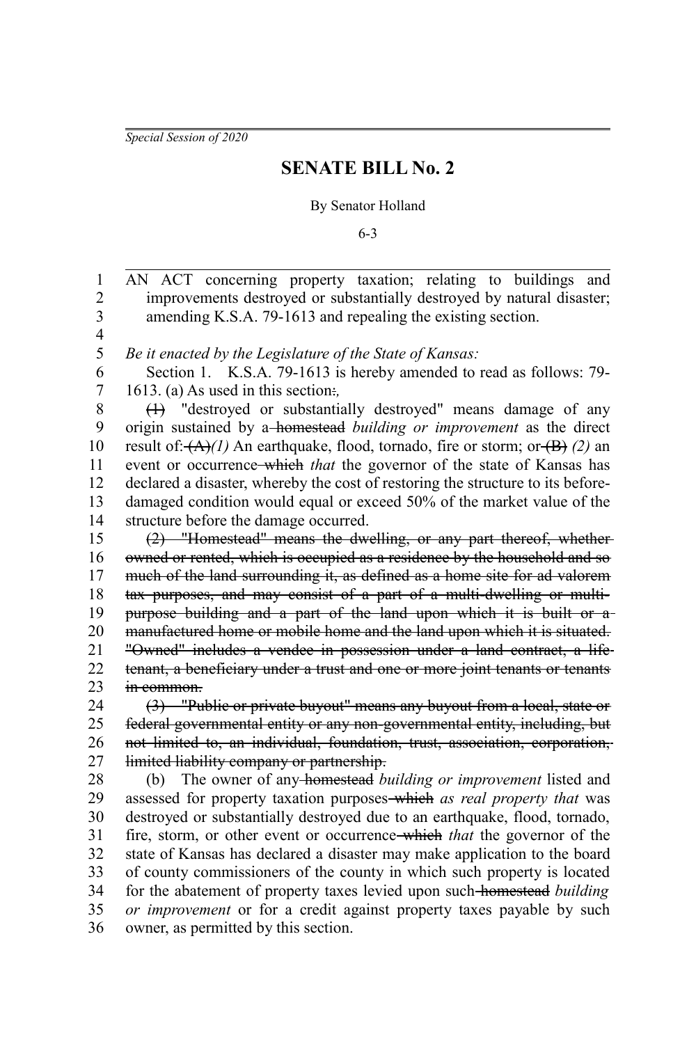*Special Session of 2020*

# SENATE BILL No. 2

By Senator Holland

6-3

AN ACT concerning property taxation; relating to buildings and improvements destroyed or substantially destroyed by natural disaster; amending K.S.A. 79-1613 and repealing the existing section.

*Be it enacted by the Legislature of the State of Kansas:*

Section 1. K.S.A. 79-1613 is hereby amended to read as follows: 79-1613. (a) As used in this section: *,*

~~(1)~~ "destroyed or substantially destroyed" means damage of any origin sustained by a ~~homestead~~ *building or improvement* as the direct result of: ~~(A)~~ *(1)* An earthquake, flood, tornado, fire or storm; or ~~(B)~~ *(2)* an event or occurrence ~~which~~ *that* the governor of the state of Kansas has declared a disaster, whereby the cost of restoring the structure to its before-damaged condition would equal or exceed 50% of the market value of the structure before the damage occurred.

~~(2) "Homestead" means the dwelling, or any part thereof, whether owned or rented, which is occupied as a residence by the household and so much of the land surrounding it, as defined as a home site for ad valorem tax purposes, and may consist of a part of a multi-dwelling or multi-purpose building and a part of the land upon which it is built or a manufactured home or mobile home and the land upon which it is situated. "Owned" includes a vendee in possession under a land contract, a life tenant, a beneficiary under a trust and one or more joint tenants or tenants in common.~~

~~(3) "Public or private buyout" means any buyout from a local, state or federal governmental entity or any non-governmental entity, including, but not limited to, an individual, foundation, trust, association, corporation, limited liability company or partnership.~~

(b) The owner of any ~~homestead~~ *building or improvement* listed and assessed for property taxation purposes ~~which~~ *as real property that* was destroyed or substantially destroyed due to an earthquake, flood, tornado, fire, storm, or other event or occurrence ~~which~~ *that* the governor of the state of Kansas has declared a disaster may make application to the board of county commissioners of the county in which such property is located for the abatement of property taxes levied upon such ~~homestead~~ *building or improvement* or for a credit against property taxes payable by such owner, as permitted by this section.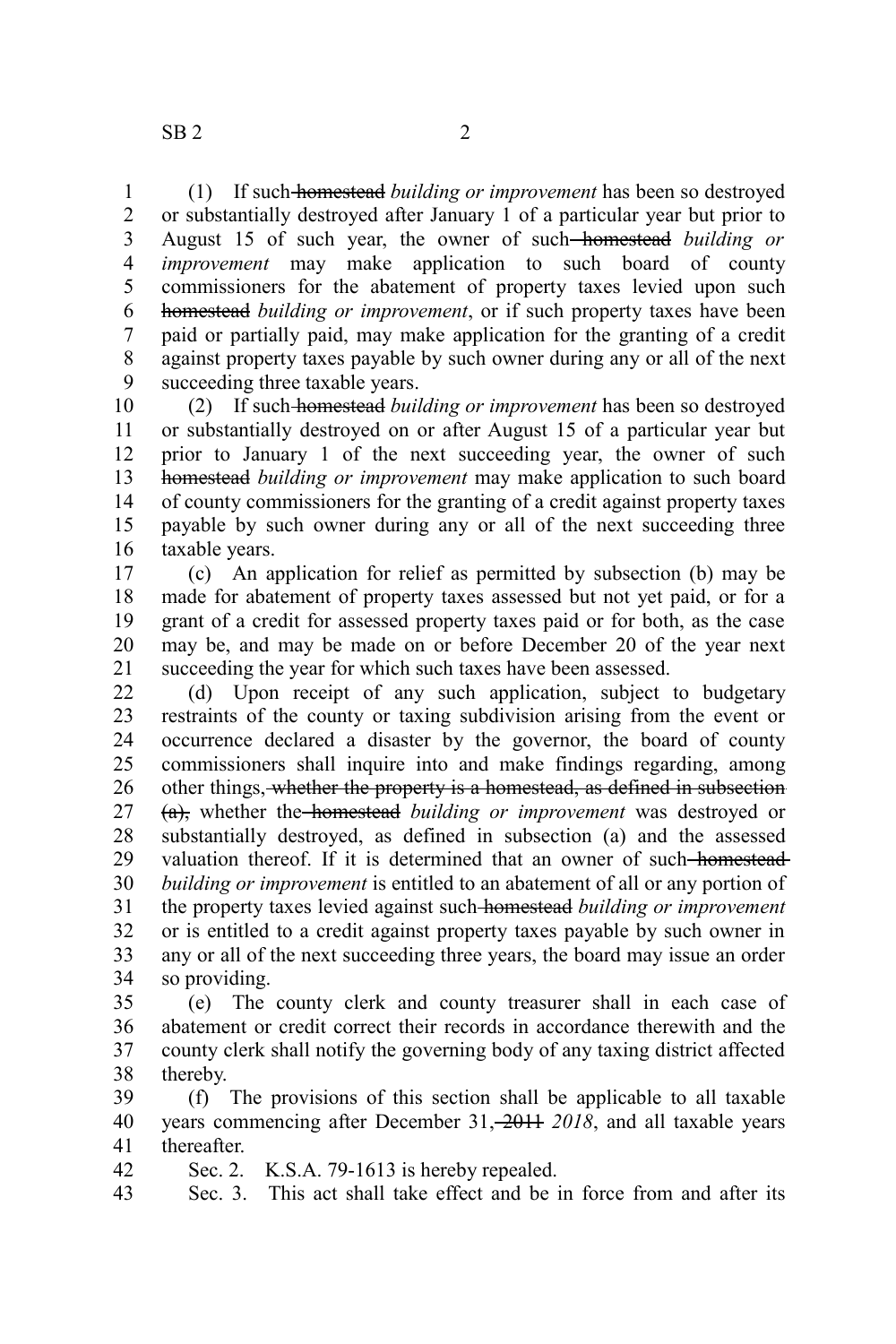(1) If such ~~homestead~~ *building or improvement* has been so destroyed or substantially destroyed after January 1 of a particular year but prior to August 15 of such year, the owner of such ~~homestead~~ *building or improvement* may make application to such board of county commissioners for the abatement of property taxes levied upon such ~~homestead~~ *building or improvement*, or if such property taxes have been paid or partially paid, may make application for the granting of a credit against property taxes payable by such owner during any or all of the next succeeding three taxable years.

(2) If such ~~homestead~~ *building or improvement* has been so destroyed or substantially destroyed on or after August 15 of a particular year but prior to January 1 of the next succeeding year, the owner of such ~~homestead~~ *building or improvement* may make application to such board of county commissioners for the granting of a credit against property taxes payable by such owner during any or all of the next succeeding three taxable years.

(c) An application for relief as permitted by subsection (b) may be made for abatement of property taxes assessed but not yet paid, or for a grant of a credit for assessed property taxes paid or for both, as the case may be, and may be made on or before December 20 of the year next succeeding the year for which such taxes have been assessed.

(d) Upon receipt of any such application, subject to budgetary restraints of the county or taxing subdivision arising from the event or occurrence declared a disaster by the governor, the board of county commissioners shall inquire into and make findings regarding, among other things~~, whether the property is a homestead, as defined in subsection (a),~~ whether the ~~homestead~~ *building or improvement* was destroyed or substantially destroyed, as defined in subsection (a) and the assessed valuation thereof. If it is determined that an owner of such ~~homestead~~ *building or improvement* is entitled to an abatement of all or any portion of the property taxes levied against such ~~homestead~~ *building or improvement* or is entitled to a credit against property taxes payable by such owner in any or all of the next succeeding three years, the board may issue an order so providing.

(e) The county clerk and county treasurer shall in each case of abatement or credit correct their records in accordance therewith and the county clerk shall notify the governing body of any taxing district affected thereby.

(f) The provisions of this section shall be applicable to all taxable years commencing after December 31, ~~2011~~ *2018*, and all taxable years thereafter.

Sec. 2. K.S.A. 79-1613 is hereby repealed.

Sec. 3. This act shall take effect and be in force from and after its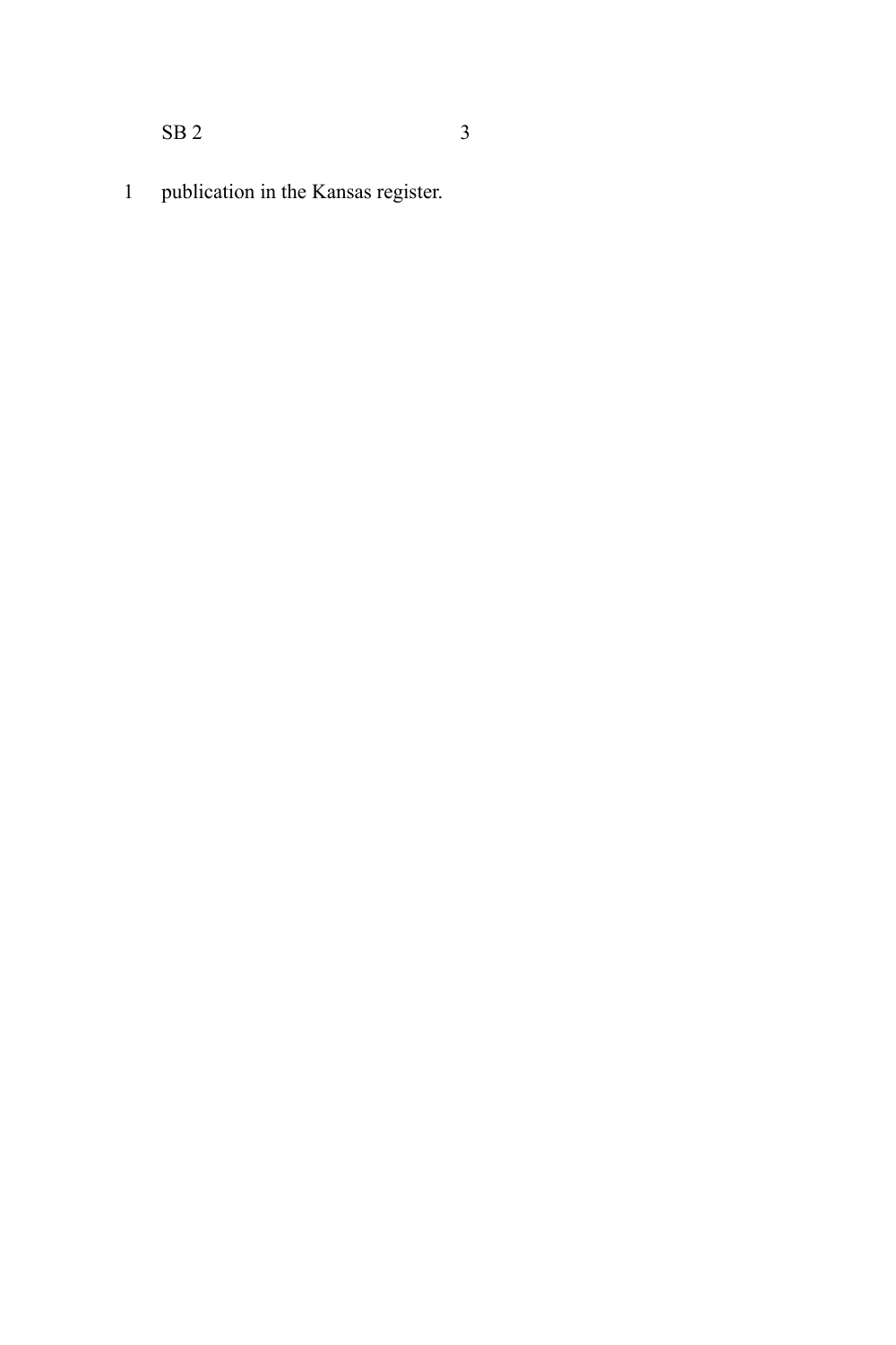publication in the Kansas register.